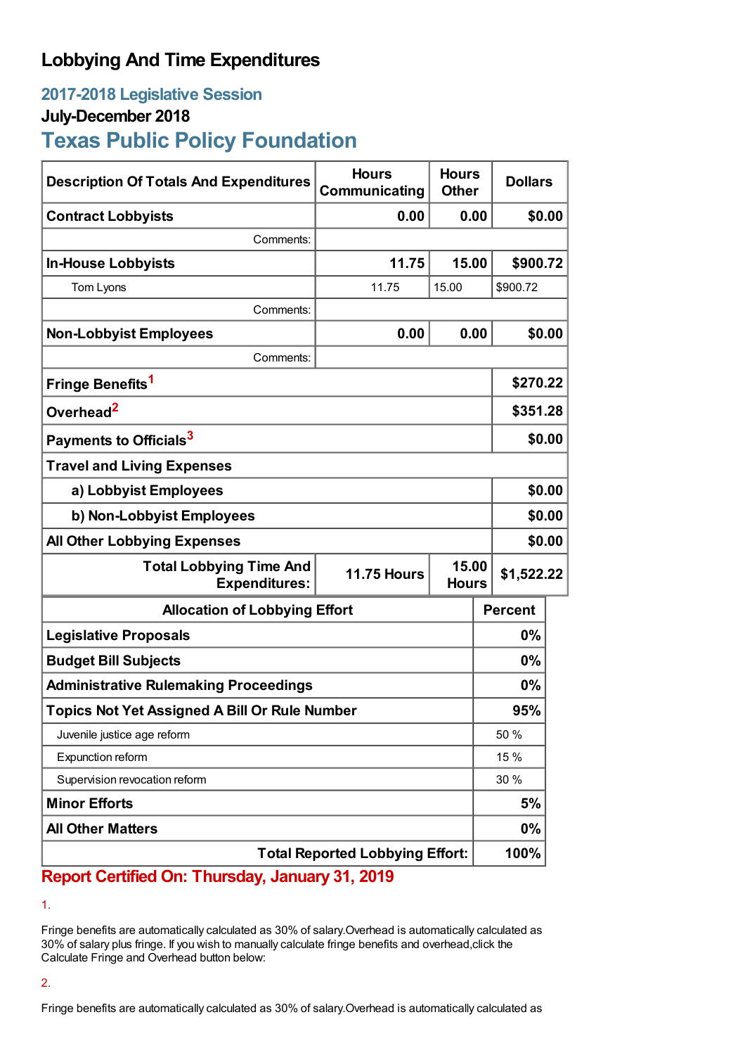# Lobbying And Time Expenditures

## 2017-2018 Legislative Session

### July-December 2018

## Texas Public Policy Foundation

| Description Of Totals And Expenditures | Hours Communicating | Hours Other | Dollars |
|---|---|---|---|
| **Contract Lobbyists** | **0.00** | **0.00** | **$0.00** |
| Comments: | | | |
| **In-House Lobbyists** | **11.75** | **15.00** | **$900.72** |
| Tom Lyons | 11.75 | 15.00 | $900.72 |
| Comments: | | | |
| **Non-Lobbyist Employees** | **0.00** | **0.00** | **$0.00** |
| Comments: | | | |
| **Fringe Benefits**[1] | | | **$270.22** |
| **Overhead**[2] | | | **$351.28** |
| **Payments to Officials**[3] | | | **$0.00** |
| **Travel and Living Expenses** | | | |
| **a) Lobbyist Employees** | | | **$0.00** |
| **b) Non-Lobbyist Employees** | | | **$0.00** |
| **All Other Lobbying Expenses** | | | **$0.00** |
| **Total Lobbying Time And Expenditures:** | **11.75 Hours** | **15.00 Hours** | **$1,522.22** |

| Allocation of Lobbying Effort | Percent |
|---|---|
| **Legislative Proposals** | **0%** |
| **Budget Bill Subjects** | **0%** |
| **Administrative Rulemaking Proceedings** | **0%** |
| **Topics Not Yet Assigned A Bill Or Rule Number** | **95%** |
| Juvenile justice age reform | 50 % |
| Expunction reform | 15 % |
| Supervision revocation reform | 30 % |
| **Minor Efforts** | **5%** |
| **All Other Matters** | **0%** |
| **Total Reported Lobbying Effort:** | **100%** |

**Report Certified On: Thursday, January 31, 2019**

1.

Fringe benefits are automatically calculated as 30% of salary.Overhead is automatically calculated as 30% of salary plus fringe. If you wish to manually calculate fringe benefits and overhead,click the Calculate Fringe and Overhead button below:

2.

Fringe benefits are automatically calculated as 30% of salary.Overhead is automatically calculated as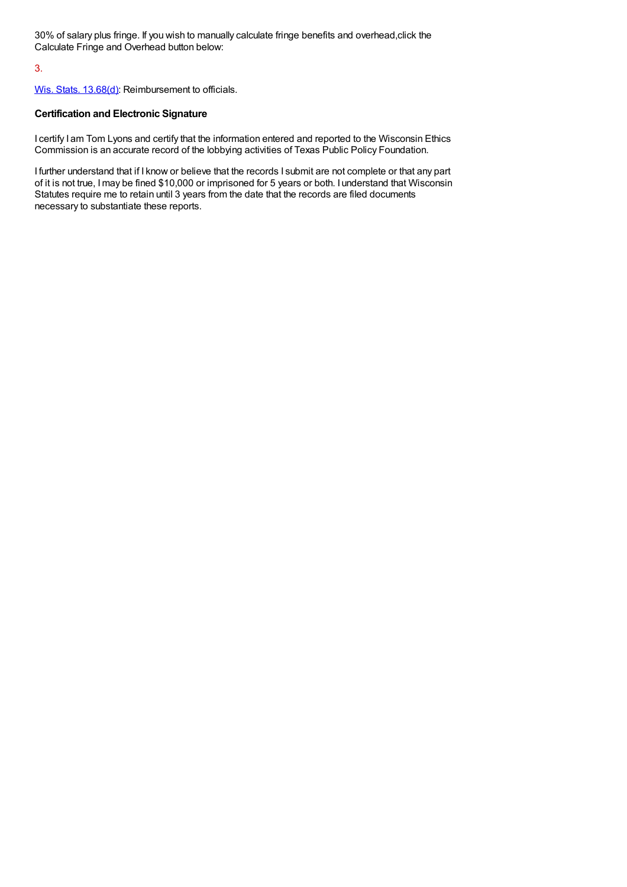30% of salary plus fringe. If you wish to manually calculate fringe benefits and overhead,click the Calculate Fringe and Overhead button below:

3.

Wis. Stats. 13.68(d): Reimbursement to officials.

### Certification and Electronic Signature

I certify I am Tom Lyons and certify that the information entered and reported to the Wisconsin Ethics Commission is an accurate record of the lobbying activities of Texas Public Policy Foundation.

I further understand that if I know or believe that the records I submit are not complete or that any part of it is not true, I may be fined $10,000 or imprisoned for 5 years or both. I understand that Wisconsin Statutes require me to retain until 3 years from the date that the records are filed documents necessary to substantiate these reports.